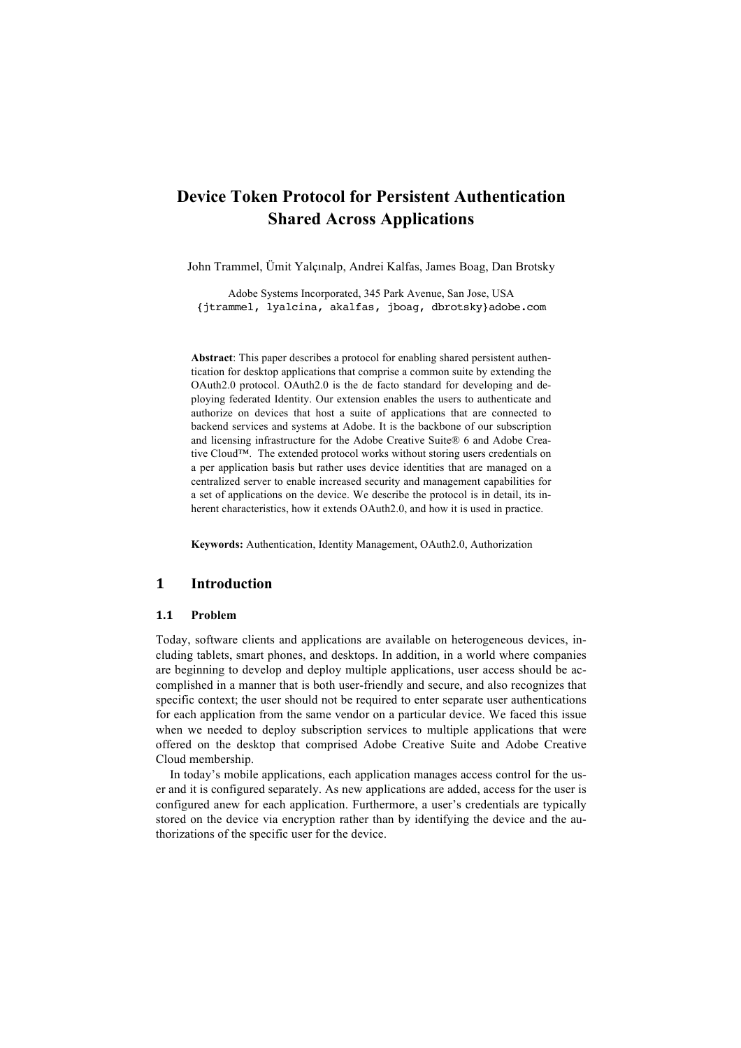# Device Token Protocol for Persistent Authentication Shared Across Applications

John Trammel, Ümit Yalçınalp, Andrei Kalfas, James Boag, Dan Brotsky

Adobe Systems Incorporated, 345 Park Avenue, San Jose, USA
{jtrammel, lyalcina, akalfas, jboag, dbrotsky}adobe.com

**Abstract**: This paper describes a protocol for enabling shared persistent authentication for desktop applications that comprise a common suite by extending the OAuth2.0 protocol. OAuth2.0 is the de facto standard for developing and deploying federated Identity. Our extension enables the users to authenticate and authorize on devices that host a suite of applications that are connected to backend services and systems at Adobe. It is the backbone of our subscription and licensing infrastructure for the Adobe Creative Suite® 6 and Adobe Creative Cloud™. The extended protocol works without storing users credentials on a per application basis but rather uses device identities that are managed on a centralized server to enable increased security and management capabilities for a set of applications on the device. We describe the protocol is in detail, its inherent characteristics, how it extends OAuth2.0, and how it is used in practice.

**Keywords:** Authentication, Identity Management, OAuth2.0, Authorization

## 1 Introduction

### 1.1 Problem

Today, software clients and applications are available on heterogeneous devices, including tablets, smart phones, and desktops. In addition, in a world where companies are beginning to develop and deploy multiple applications, user access should be accomplished in a manner that is both user-friendly and secure, and also recognizes that specific context; the user should not be required to enter separate user authentications for each application from the same vendor on a particular device. We faced this issue when we needed to deploy subscription services to multiple applications that were offered on the desktop that comprised Adobe Creative Suite and Adobe Creative Cloud membership.

In today's mobile applications, each application manages access control for the user and it is configured separately. As new applications are added, access for the user is configured anew for each application. Furthermore, a user's credentials are typically stored on the device via encryption rather than by identifying the device and the authorizations of the specific user for the device.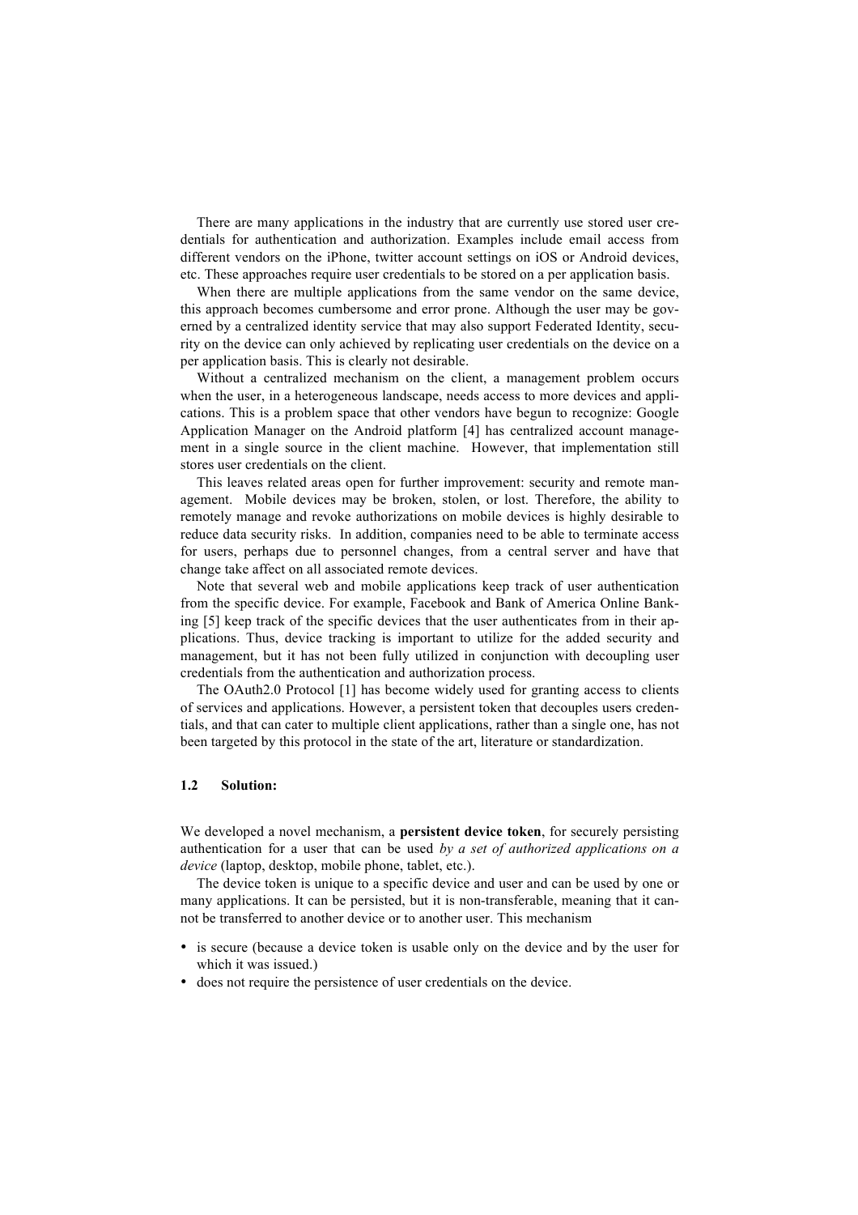There are many applications in the industry that are currently use stored user credentials for authentication and authorization. Examples include email access from different vendors on the iPhone, twitter account settings on iOS or Android devices, etc. These approaches require user credentials to be stored on a per application basis.

When there are multiple applications from the same vendor on the same device, this approach becomes cumbersome and error prone. Although the user may be governed by a centralized identity service that may also support Federated Identity, security on the device can only achieved by replicating user credentials on the device on a per application basis. This is clearly not desirable.

Without a centralized mechanism on the client, a management problem occurs when the user, in a heterogeneous landscape, needs access to more devices and applications. This is a problem space that other vendors have begun to recognize: Google Application Manager on the Android platform [4] has centralized account management in a single source in the client machine. However, that implementation still stores user credentials on the client.

This leaves related areas open for further improvement: security and remote management. Mobile devices may be broken, stolen, or lost. Therefore, the ability to remotely manage and revoke authorizations on mobile devices is highly desirable to reduce data security risks. In addition, companies need to be able to terminate access for users, perhaps due to personnel changes, from a central server and have that change take affect on all associated remote devices.

Note that several web and mobile applications keep track of user authentication from the specific device. For example, Facebook and Bank of America Online Banking [5] keep track of the specific devices that the user authenticates from in their applications. Thus, device tracking is important to utilize for the added security and management, but it has not been fully utilized in conjunction with decoupling user credentials from the authentication and authorization process.

The OAuth2.0 Protocol [1] has become widely used for granting access to clients of services and applications. However, a persistent token that decouples users credentials, and that can cater to multiple client applications, rather than a single one, has not been targeted by this protocol in the state of the art, literature or standardization.

### 1.2 Solution:

We developed a novel mechanism, a **persistent device token**, for securely persisting authentication for a user that can be used *by a set of authorized applications on a device* (laptop, desktop, mobile phone, tablet, etc.).

The device token is unique to a specific device and user and can be used by one or many applications. It can be persisted, but it is non-transferable, meaning that it cannot be transferred to another device or to another user. This mechanism

- is secure (because a device token is usable only on the device and by the user for which it was issued.)
- does not require the persistence of user credentials on the device.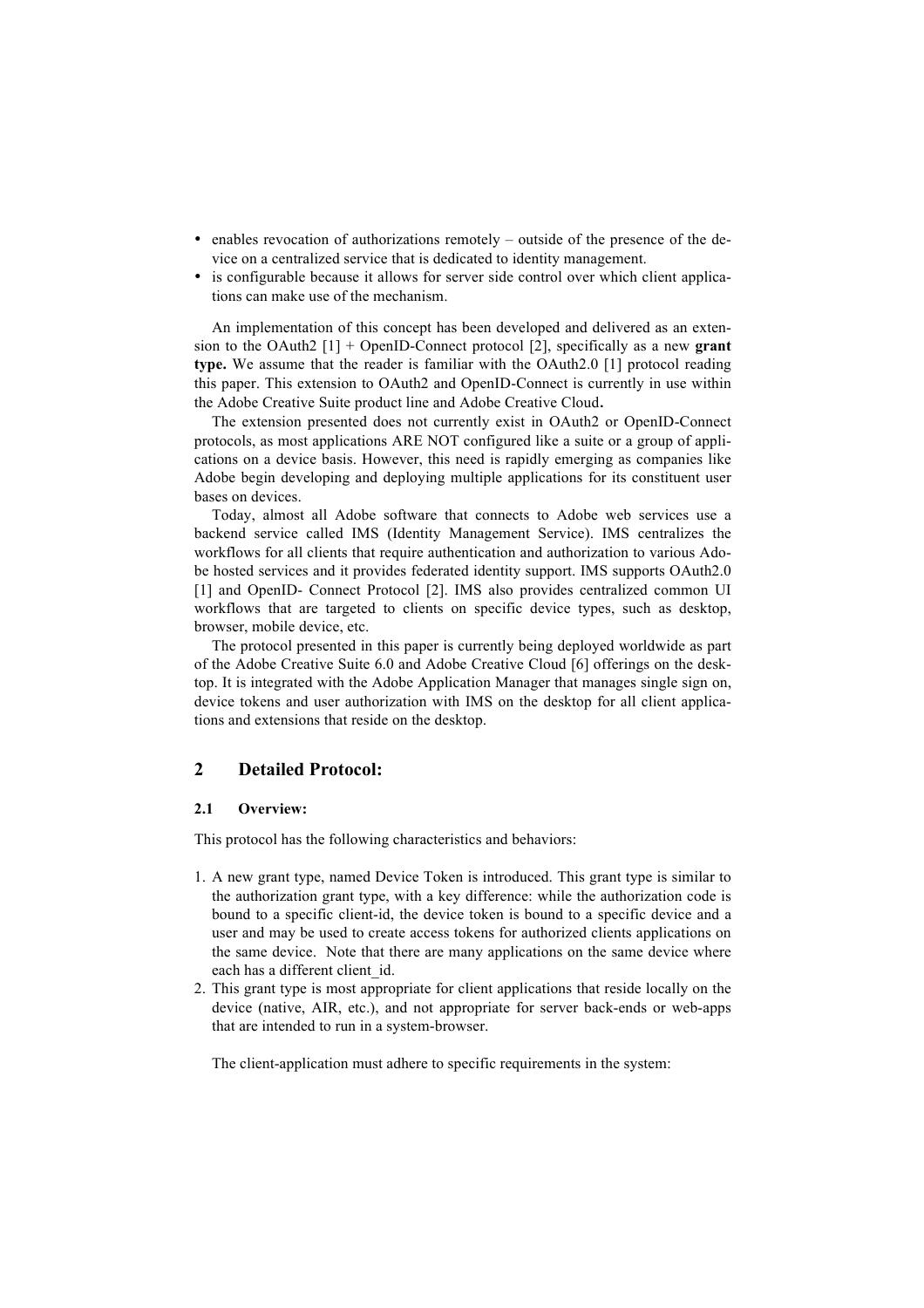- enables revocation of authorizations remotely – outside of the presence of the device on a centralized service that is dedicated to identity management.
- is configurable because it allows for server side control over which client applications can make use of the mechanism.

An implementation of this concept has been developed and delivered as an extension to the OAuth2 [1] + OpenID-Connect protocol [2], specifically as a new **grant type.** We assume that the reader is familiar with the OAuth2.0 [1] protocol reading this paper. This extension to OAuth2 and OpenID-Connect is currently in use within the Adobe Creative Suite product line and Adobe Creative Cloud**.**

The extension presented does not currently exist in OAuth2 or OpenID-Connect protocols, as most applications ARE NOT configured like a suite or a group of applications on a device basis. However, this need is rapidly emerging as companies like Adobe begin developing and deploying multiple applications for its constituent user bases on devices.

Today, almost all Adobe software that connects to Adobe web services use a backend service called IMS (Identity Management Service). IMS centralizes the workflows for all clients that require authentication and authorization to various Adobe hosted services and it provides federated identity support. IMS supports OAuth2.0 [1] and OpenID- Connect Protocol [2]. IMS also provides centralized common UI workflows that are targeted to clients on specific device types, such as desktop, browser, mobile device, etc.

The protocol presented in this paper is currently being deployed worldwide as part of the Adobe Creative Suite 6.0 and Adobe Creative Cloud [6] offerings on the desktop. It is integrated with the Adobe Application Manager that manages single sign on, device tokens and user authorization with IMS on the desktop for all client applications and extensions that reside on the desktop.

## 2 Detailed Protocol:

### 2.1 Overview:

This protocol has the following characteristics and behaviors:

1. A new grant type, named Device Token is introduced. This grant type is similar to the authorization grant type, with a key difference: while the authorization code is bound to a specific client-id, the device token is bound to a specific device and a user and may be used to create access tokens for authorized clients applications on the same device. Note that there are many applications on the same device where each has a different client_id.
2. This grant type is most appropriate for client applications that reside locally on the device (native, AIR, etc.), and not appropriate for server back-ends or web-apps that are intended to run in a system-browser.

The client-application must adhere to specific requirements in the system: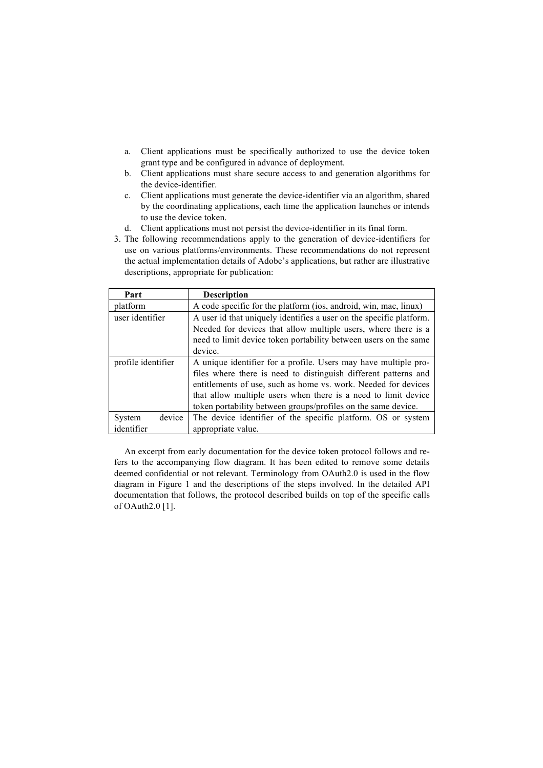a. Client applications must be specifically authorized to use the device token grant type and be configured in advance of deployment.
   b. Client applications must share secure access to and generation algorithms for the device-identifier.
   c. Client applications must generate the device-identifier via an algorithm, shared by the coordinating applications, each time the application launches or intends to use the device token.
   d. Client applications must not persist the device-identifier in its final form.
3. The following recommendations apply to the generation of device-identifiers for use on various platforms/environments. These recommendations do not represent the actual implementation details of Adobe's applications, but rather are illustrative descriptions, appropriate for publication:

| Part | Description |
|---|---|
| platform | A code specific for the platform (ios, android, win, mac, linux) |
| user identifier | A user id that uniquely identifies a user on the specific platform. Needed for devices that allow multiple users, where there is a need to limit device token portability between users on the same device. |
| profile identifier | A unique identifier for a profile. Users may have multiple profiles where there is need to distinguish different patterns and entitlements of use, such as home vs. work. Needed for devices that allow multiple users when there is a need to limit device token portability between groups/profiles on the same device. |
| System device identifier | The device identifier of the specific platform. OS or system appropriate value. |

An excerpt from early documentation for the device token protocol follows and refers to the accompanying flow diagram. It has been edited to remove some details deemed confidential or not relevant. Terminology from OAuth2.0 is used in the flow diagram in Figure 1 and the descriptions of the steps involved. In the detailed API documentation that follows, the protocol described builds on top of the specific calls of OAuth2.0 [1].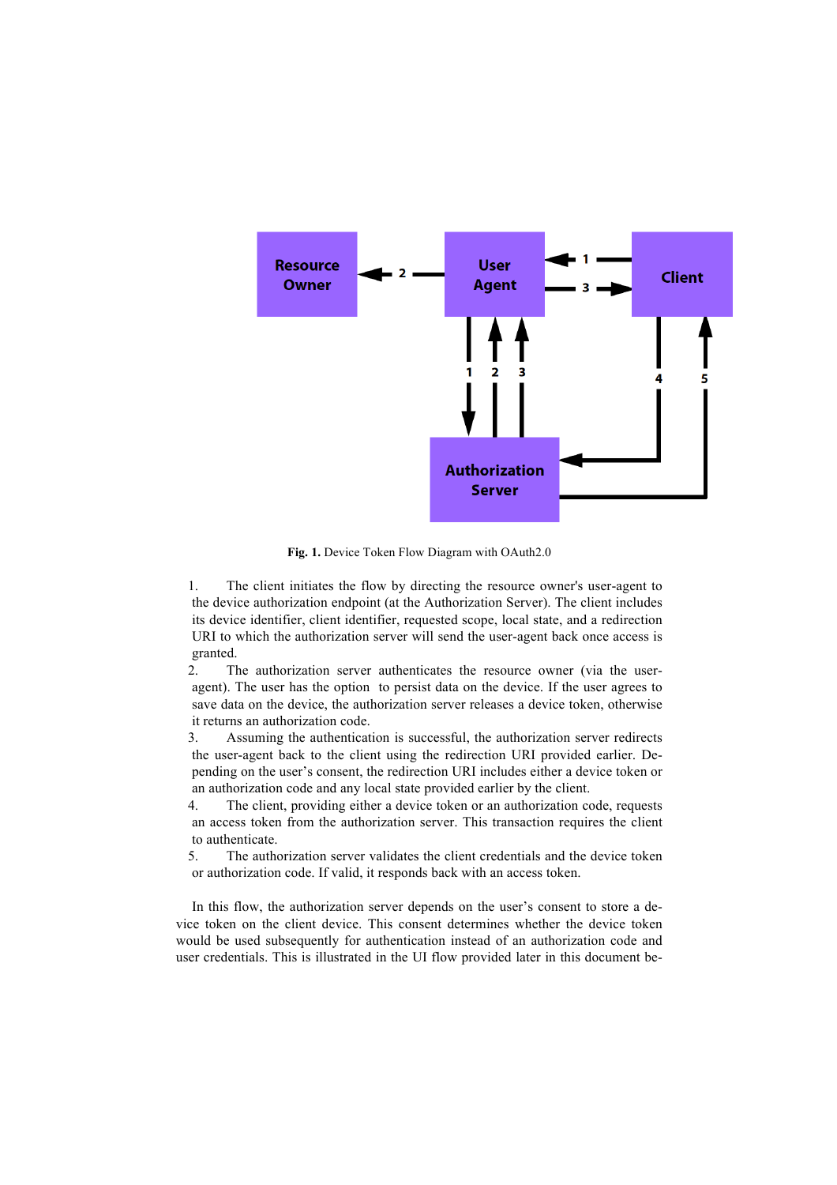**Fig. 1.** Device Token Flow Diagram with OAuth2.0

1. The client initiates the flow by directing the resource owner's user-agent to the device authorization endpoint (at the Authorization Server). The client includes its device identifier, client identifier, requested scope, local state, and a redirection URI to which the authorization server will send the user-agent back once access is granted.
2. The authorization server authenticates the resource owner (via the user-agent). The user has the option to persist data on the device. If the user agrees to save data on the device, the authorization server releases a device token, otherwise it returns an authorization code.
3. Assuming the authentication is successful, the authorization server redirects the user-agent back to the client using the redirection URI provided earlier. Depending on the user's consent, the redirection URI includes either a device token or an authorization code and any local state provided earlier by the client.
4. The client, providing either a device token or an authorization code, requests an access token from the authorization server. This transaction requires the client to authenticate.
5. The authorization server validates the client credentials and the device token or authorization code. If valid, it responds back with an access token.

In this flow, the authorization server depends on the user's consent to store a device token on the client device. This consent determines whether the device token would be used subsequently for authentication instead of an authorization code and user credentials. This is illustrated in the UI flow provided later in this document be-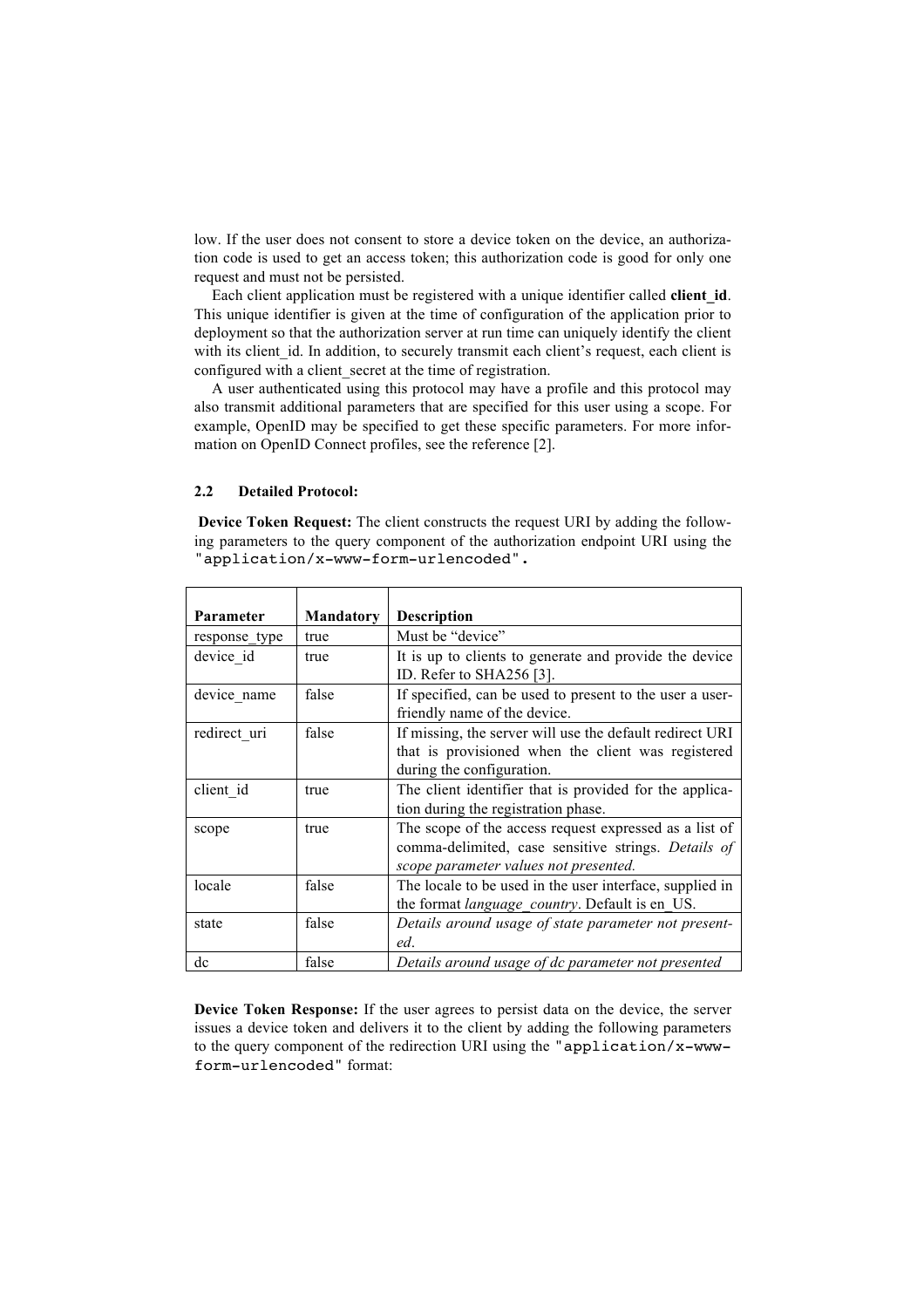low. If the user does not consent to store a device token on the device, an authorization code is used to get an access token; this authorization code is good for only one request and must not be persisted.

Each client application must be registered with a unique identifier called **client_id**. This unique identifier is given at the time of configuration of the application prior to deployment so that the authorization server at run time can uniquely identify the client with its client_id. In addition, to securely transmit each client's request, each client is configured with a client_secret at the time of registration.

A user authenticated using this protocol may have a profile and this protocol may also transmit additional parameters that are specified for this user using a scope. For example, OpenID may be specified to get these specific parameters. For more information on OpenID Connect profiles, see the reference [2].

### 2.2 Detailed Protocol:

**Device Token Request:** The client constructs the request URI by adding the following parameters to the query component of the authorization endpoint URI using the `"application/x-www-form-urlencoded".`

| Parameter | Mandatory | Description |
|---|---|---|
| response_type | true | Must be "device" |
| device_id | true | It is up to clients to generate and provide the device ID. Refer to SHA256 [3]. |
| device_name | false | If specified, can be used to present to the user a user-friendly name of the device. |
| redirect_uri | false | If missing, the server will use the default redirect URI that is provisioned when the client was registered during the configuration. |
| client_id | true | The client identifier that is provided for the application during the registration phase. |
| scope | true | The scope of the access request expressed as a list of comma-delimited, case sensitive strings. *Details of scope parameter values not presented.* |
| locale | false | The locale to be used in the user interface, supplied in the format *language_country*. Default is en_US. |
| state | false | *Details around usage of state parameter not presented.* |
| dc | false | *Details around usage of dc parameter not presented* |

**Device Token Response:** If the user agrees to persist data on the device, the server issues a device token and delivers it to the client by adding the following parameters to the query component of the redirection URI using the `"application/x-www-form-urlencoded"` format: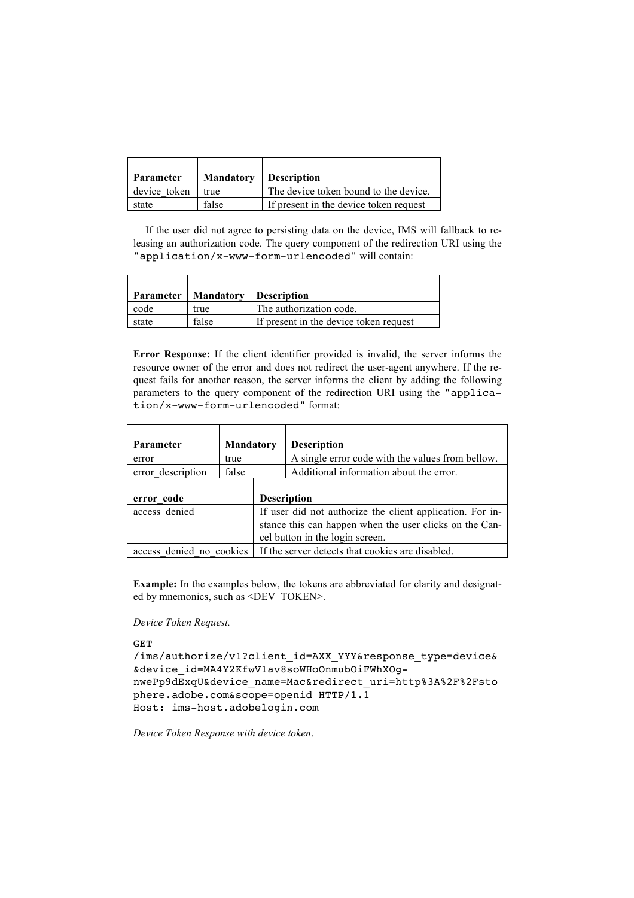| Parameter | Mandatory | Description |
| --- | --- | --- |
| device_token | true | The device token bound to the device. |
| state | false | If present in the device token request |

If the user did not agree to persisting data on the device, IMS will fallback to releasing an authorization code. The query component of the redirection URI using the "application/x-www-form-urlencoded" will contain:

| Parameter | Mandatory | Description |
| --- | --- | --- |
| code | true | The authorization code. |
| state | false | If present in the device token request |

**Error Response:** If the client identifier provided is invalid, the server informs the resource owner of the error and does not redirect the user-agent anywhere. If the request fails for another reason, the server informs the client by adding the following parameters to the query component of the redirection URI using the "application/x-www-form-urlencoded" format:

| Parameter | Mandatory | Description |
| --- | --- | --- |
| error | true | A single error code with the values from bellow. |
| error_description | false | Additional information about the error. |

| error_code | Description |
| --- | --- |
| access_denied | If user did not authorize the client application. For instance this can happen when the user clicks on the Cancel button in the login screen. |
| access_denied_no_cookies | If the server detects that cookies are disabled. |

**Example:** In the examples below, the tokens are abbreviated for clarity and designated by mnemonics, such as <DEV_TOKEN>.

*Device Token Request.*

```
GET
/ims/authorize/v1?client_id=AXX_YYY&response_type=device&
&device_id=MA4Y2KfwV1av8soWHoOnmubOiFWhXOg-
nwePp9dExqU&device_name=Mac&redirect_uri=http%3A%2F%2Fsto
phere.adobe.com&scope=openid HTTP/1.1
Host: ims-host.adobelogin.com
```

*Device Token Response with device token*.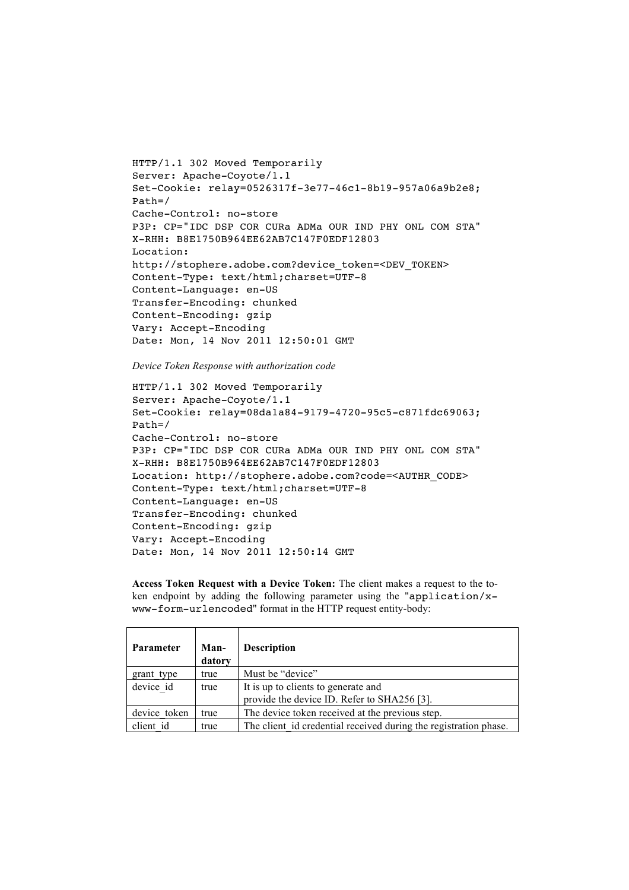```
HTTP/1.1 302 Moved Temporarily
Server: Apache-Coyote/1.1
Set-Cookie: relay=0526317f-3e77-46c1-8b19-957a06a9b2e8;
Path=/
Cache-Control: no-store
P3P: CP="IDC DSP COR CURa ADMa OUR IND PHY ONL COM STA"
X-RHH: B8E1750B964EE62AB7C147F0EDF12803
Location:
http://stophere.adobe.com?device_token=<DEV_TOKEN>
Content-Type: text/html;charset=UTF-8
Content-Language: en-US
Transfer-Encoding: chunked
Content-Encoding: gzip
Vary: Accept-Encoding
Date: Mon, 14 Nov 2011 12:50:01 GMT
```

*Device Token Response with authorization code*

```
HTTP/1.1 302 Moved Temporarily
Server: Apache-Coyote/1.1
Set-Cookie: relay=08da1a84-9179-4720-95c5-c871fdc69063;
Path=/
Cache-Control: no-store
P3P: CP="IDC DSP COR CURa ADMa OUR IND PHY ONL COM STA"
X-RHH: B8E1750B964EE62AB7C147F0EDF12803
Location: http://stophere.adobe.com?code=<AUTHR_CODE>
Content-Type: text/html;charset=UTF-8
Content-Language: en-US
Transfer-Encoding: chunked
Content-Encoding: gzip
Vary: Accept-Encoding
Date: Mon, 14 Nov 2011 12:50:14 GMT
```

**Access Token Request with a Device Token:** The client makes a request to the token endpoint by adding the following parameter using the "`application/x-www-form-urlencoded`" format in the HTTP request entity-body:

| Parameter | Mandatory | Description |
|---|---|---|
| grant_type | true | Must be "device" |
| device_id | true | It is up to clients to generate and provide the device ID. Refer to SHA256 [3]. |
| device_token | true | The device token received at the previous step. |
| client_id | true | The client_id credential received during the registration phase. |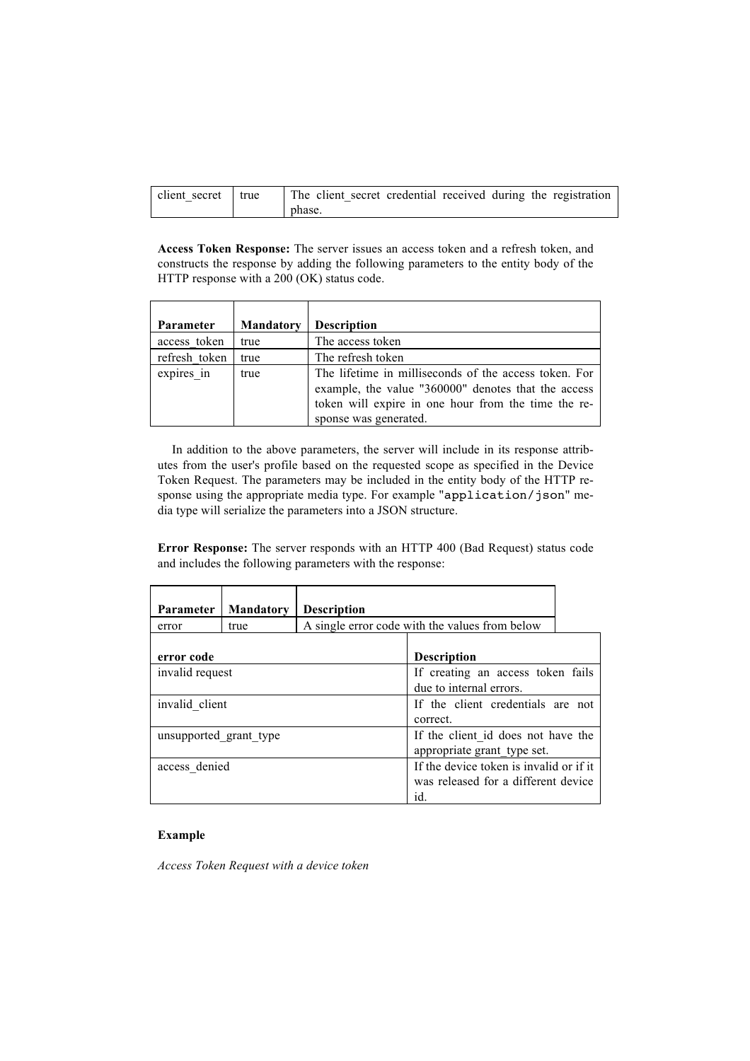| client_secret | true | The client_secret credential received during the registration phase. |
|---|---|---|

**Access Token Response:** The server issues an access token and a refresh token, and constructs the response by adding the following parameters to the entity body of the HTTP response with a 200 (OK) status code.

| Parameter | Mandatory | Description |
|---|---|---|
| access_token | true | The access token |
| refresh_token | true | The refresh token |
| expires_in | true | The lifetime in milliseconds of the access token. For example, the value "360000" denotes that the access token will expire in one hour from the time the response was generated. |

In addition to the above parameters, the server will include in its response attributes from the user's profile based on the requested scope as specified in the Device Token Request. The parameters may be included in the entity body of the HTTP response using the appropriate media type. For example "application/json" media type will serialize the parameters into a JSON structure.

**Error Response:** The server responds with an HTTP 400 (Bad Request) status code and includes the following parameters with the response:

| Parameter | Mandatory | Description |
|---|---|---|
| error | true | A single error code with the values from below |

| error code | Description |
|---|---|
| invalid request | If creating an access token fails due to internal errors. |
| invalid_client | If the client credentials are not correct. |
| unsupported_grant_type | If the client_id does not have the appropriate grant_type set. |
| access_denied | If the device token is invalid or if it was released for a different device id. |

**Example**

*Access Token Request with a device token*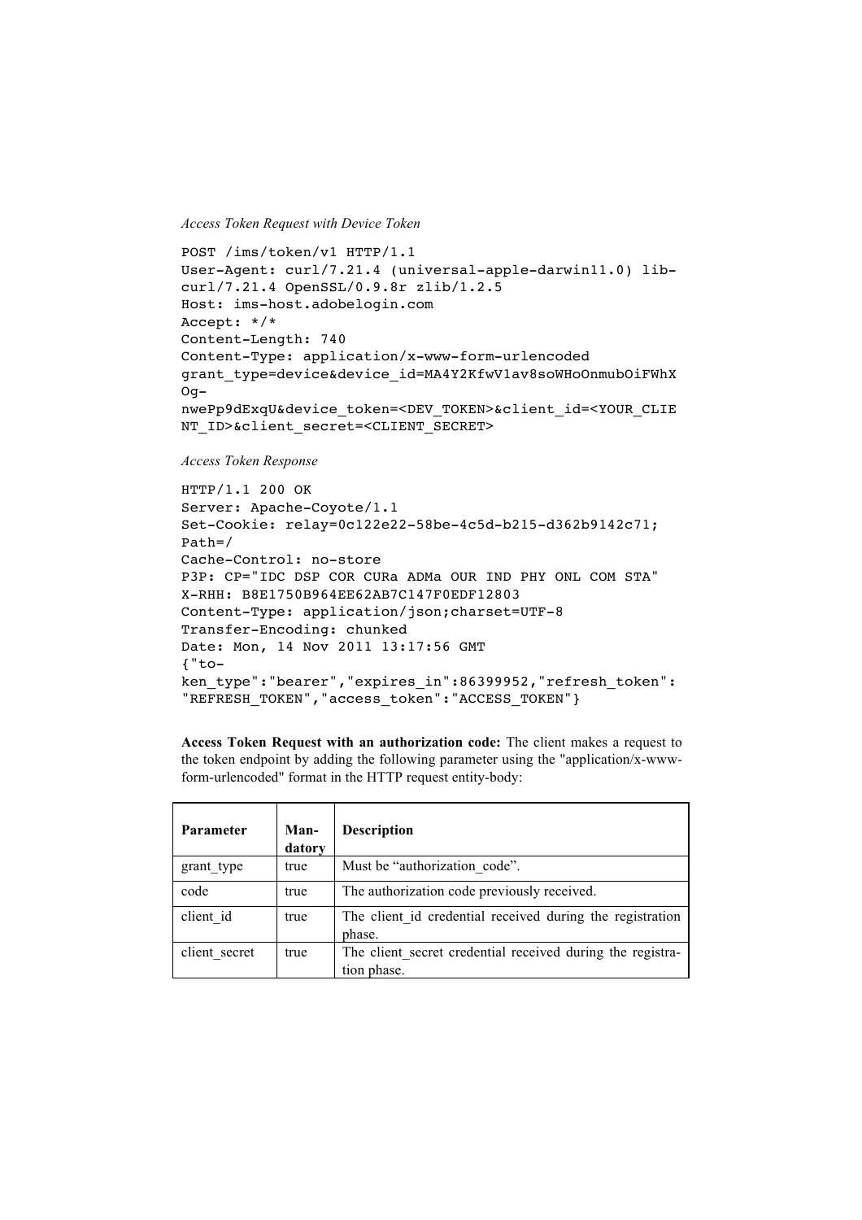*Access Token Request with Device Token*

```
POST /ims/token/v1 HTTP/1.1
User-Agent: curl/7.21.4 (universal-apple-darwin11.0) lib-
curl/7.21.4 OpenSSL/0.9.8r zlib/1.2.5
Host: ims-host.adobelogin.com
Accept: */*
Content-Length: 740
Content-Type: application/x-www-form-urlencoded
grant_type=device&device_id=MA4Y2KfwV1av8soWHoOnmubOiFWhX
Og-
nwePp9dExqU&device_token=<DEV_TOKEN>&client_id=<YOUR_CLIE
NT_ID>&client_secret=<CLIENT_SECRET>
```

*Access Token Response*

```
HTTP/1.1 200 OK
Server: Apache-Coyote/1.1
Set-Cookie: relay=0c122e22-58be-4c5d-b215-d362b9142c71;
Path=/
Cache-Control: no-store
P3P: CP="IDC DSP COR CURa ADMa OUR IND PHY ONL COM STA"
X-RHH: B8E1750B964EE62AB7C147F0EDF12803
Content-Type: application/json;charset=UTF-8
Transfer-Encoding: chunked
Date: Mon, 14 Nov 2011 13:17:56 GMT
{"to-
ken_type":"bearer","expires_in":86399952,"refresh_token":
"REFRESH_TOKEN","access_token":"ACCESS_TOKEN"}
```

**Access Token Request with an authorization code:** The client makes a request to the token endpoint by adding the following parameter using the "application/x-www-form-urlencoded" format in the HTTP request entity-body:

| Parameter | Mandatory | Description |
|---|---|---|
| grant_type | true | Must be "authorization_code". |
| code | true | The authorization code previously received. |
| client_id | true | The client_id credential received during the registration phase. |
| client_secret | true | The client_secret credential received during the registration phase. |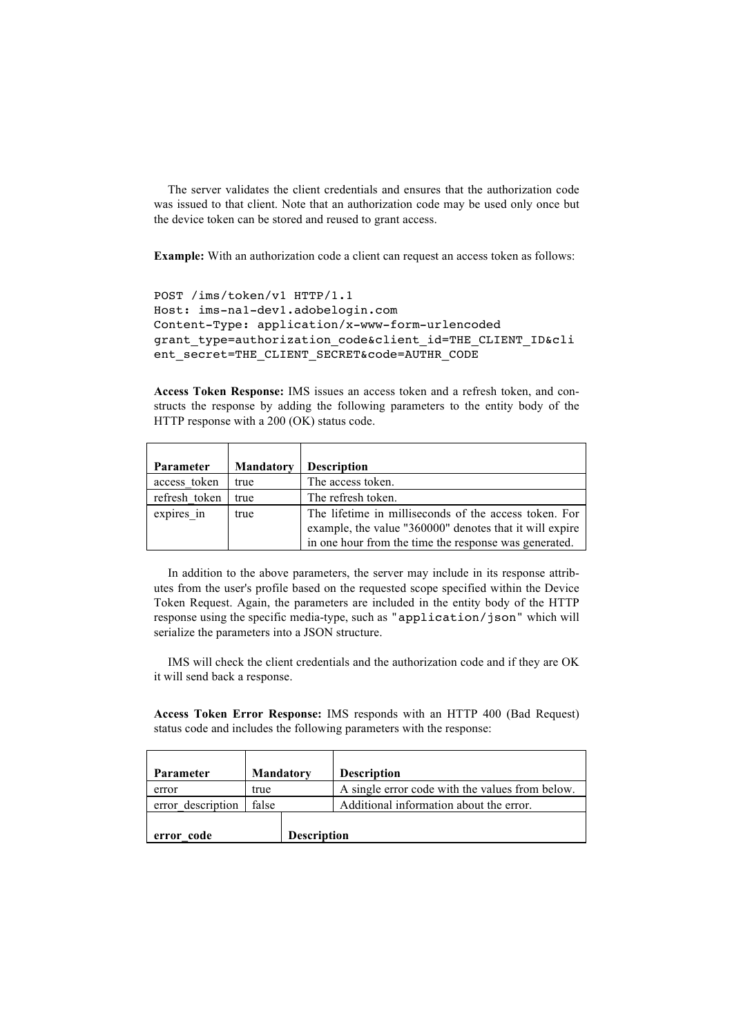The server validates the client credentials and ensures that the authorization code was issued to that client. Note that an authorization code may be used only once but the device token can be stored and reused to grant access.

**Example:** With an authorization code a client can request an access token as follows:

```
POST /ims/token/v1 HTTP/1.1
Host: ims-na1-dev1.adobelogin.com
Content-Type: application/x-www-form-urlencoded
grant_type=authorization_code&client_id=THE_CLIENT_ID&cli
ent_secret=THE_CLIENT_SECRET&code=AUTHR_CODE
```

**Access Token Response:** IMS issues an access token and a refresh token, and constructs the response by adding the following parameters to the entity body of the HTTP response with a 200 (OK) status code.

| Parameter | Mandatory | Description |
|---|---|---|
| access_token | true | The access token. |
| refresh_token | true | The refresh token. |
| expires_in | true | The lifetime in milliseconds of the access token. For example, the value "360000" denotes that it will expire in one hour from the time the response was generated. |

In addition to the above parameters, the server may include in its response attributes from the user's profile based on the requested scope specified within the Device Token Request. Again, the parameters are included in the entity body of the HTTP response using the specific media-type, such as "application/json" which will serialize the parameters into a JSON structure.

IMS will check the client credentials and the authorization code and if they are OK it will send back a response.

**Access Token Error Response:** IMS responds with an HTTP 400 (Bad Request) status code and includes the following parameters with the response:

| Parameter | Mandatory | Description |
|---|---|---|
| error | true | A single error code with the values from below. |
| error_description | false | Additional information about the error. |

| error_code | Description |
|---|---|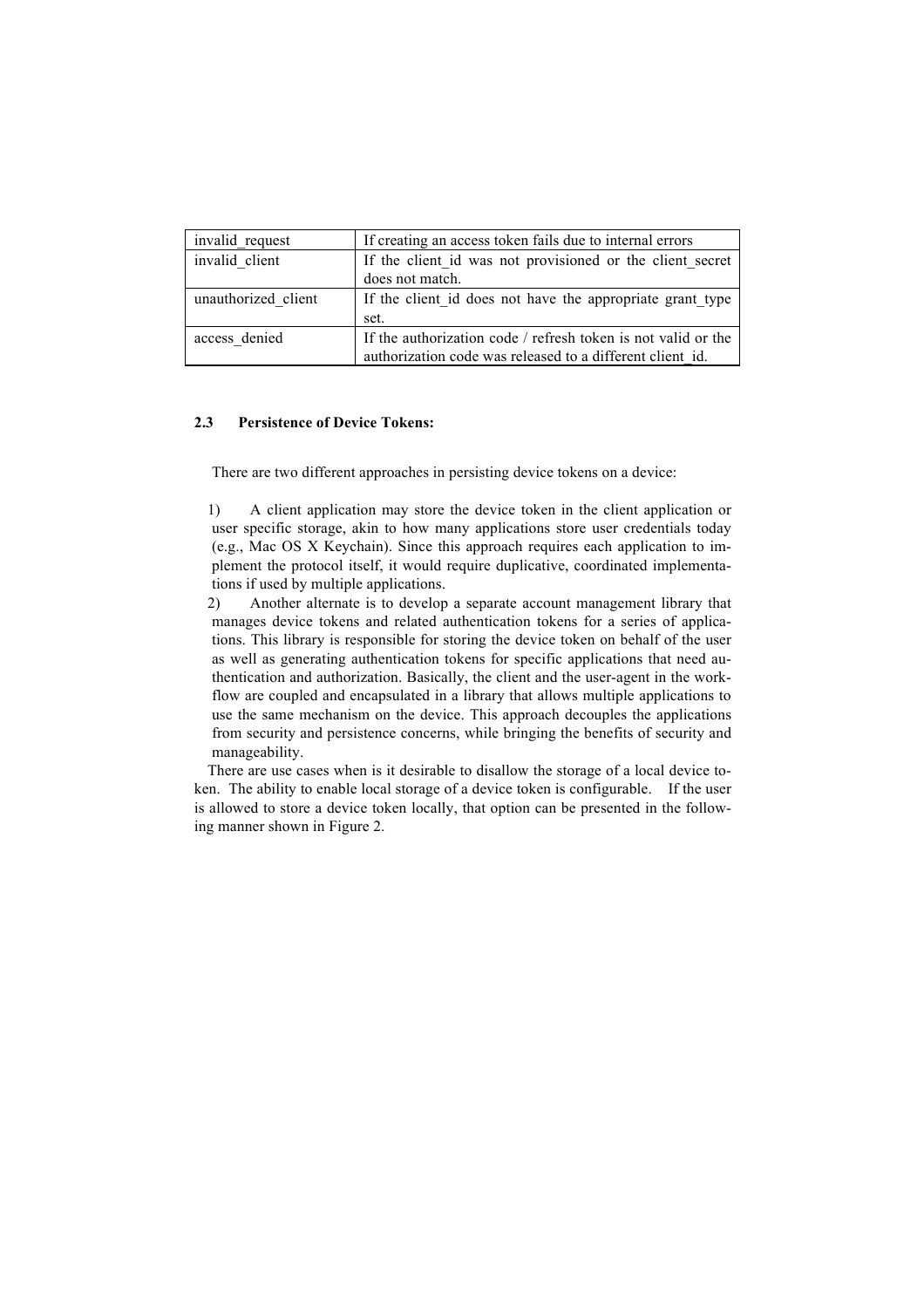| | |
|---|---|
| invalid_request | If creating an access token fails due to internal errors |
| invalid_client | If the client_id was not provisioned or the client_secret does not match. |
| unauthorized_client | If the client_id does not have the appropriate grant_type set. |
| access_denied | If the authorization code / refresh token is not valid or the authorization code was released to a different client_id. |

### 2.3 Persistence of Device Tokens:

There are two different approaches in persisting device tokens on a device:

1) A client application may store the device token in the client application or user specific storage, akin to how many applications store user credentials today (e.g., Mac OS X Keychain). Since this approach requires each application to implement the protocol itself, it would require duplicative, coordinated implementations if used by multiple applications.

2) Another alternate is to develop a separate account management library that manages device tokens and related authentication tokens for a series of applications. This library is responsible for storing the device token on behalf of the user as well as generating authentication tokens for specific applications that need authentication and authorization. Basically, the client and the user-agent in the workflow are coupled and encapsulated in a library that allows multiple applications to use the same mechanism on the device. This approach decouples the applications from security and persistence concerns, while bringing the benefits of security and manageability.

There are use cases when is it desirable to disallow the storage of a local device token. The ability to enable local storage of a device token is configurable. If the user is allowed to store a device token locally, that option can be presented in the following manner shown in Figure 2.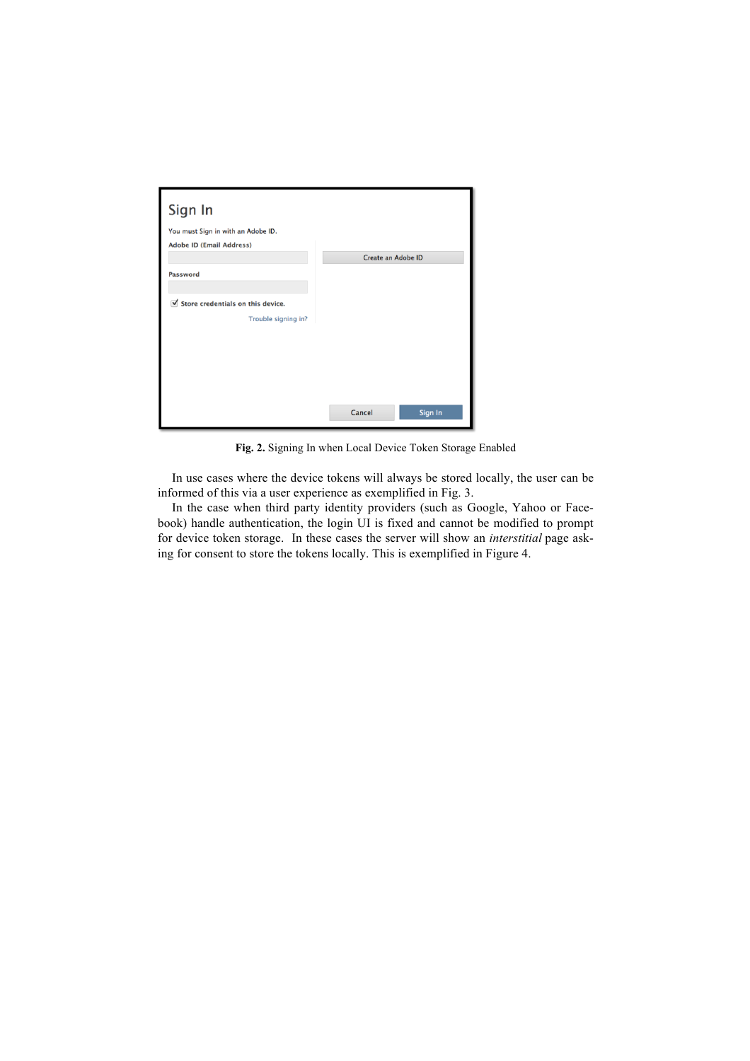Fig. 2. Signing In when Local Device Token Storage Enabled

In use cases where the device tokens will always be stored locally, the user can be informed of this via a user experience as exemplified in Fig. 3.

In the case when third party identity providers (such as Google, Yahoo or Facebook) handle authentication, the login UI is fixed and cannot be modified to prompt for device token storage. In these cases the server will show an *interstitial* page asking for consent to store the tokens locally. This is exemplified in Figure 4.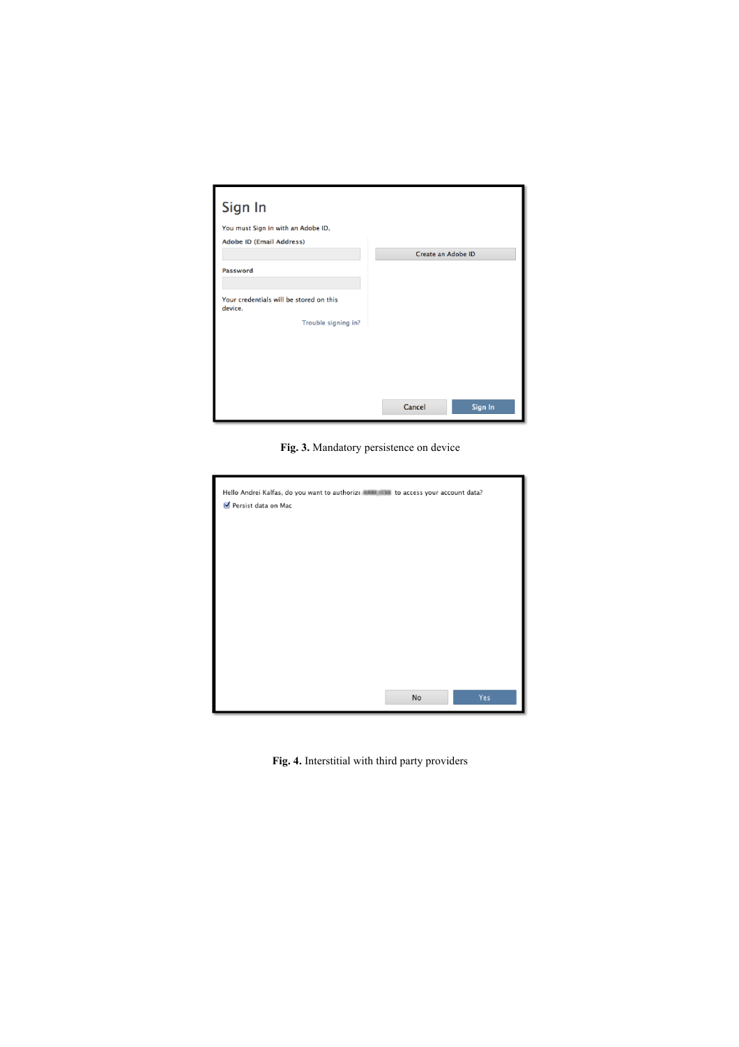**Fig. 3.** Mandatory persistence on device

**Fig. 4.** Interstitial with third party providers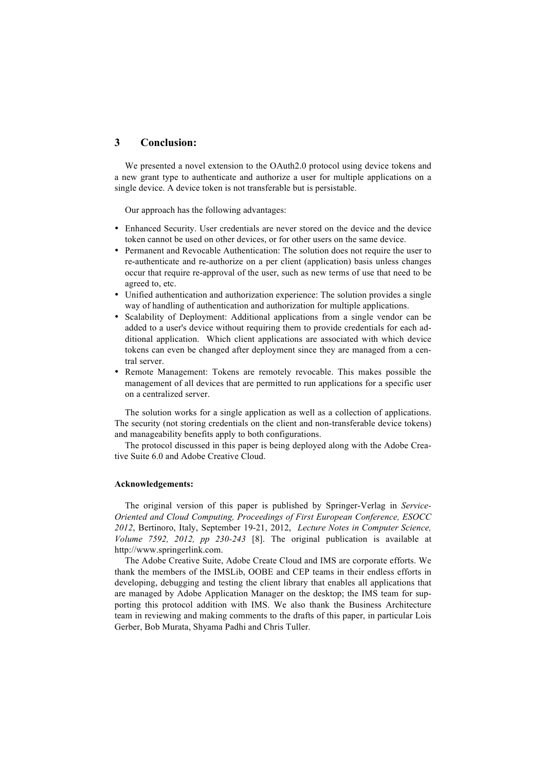## 3 Conclusion:

We presented a novel extension to the OAuth2.0 protocol using device tokens and a new grant type to authenticate and authorize a user for multiple applications on a single device. A device token is not transferable but is persistable.

Our approach has the following advantages:

- Enhanced Security. User credentials are never stored on the device and the device token cannot be used on other devices, or for other users on the same device.
- Permanent and Revocable Authentication: The solution does not require the user to re-authenticate and re-authorize on a per client (application) basis unless changes occur that require re-approval of the user, such as new terms of use that need to be agreed to, etc.
- Unified authentication and authorization experience: The solution provides a single way of handling of authentication and authorization for multiple applications.
- Scalability of Deployment: Additional applications from a single vendor can be added to a user's device without requiring them to provide credentials for each additional application. Which client applications are associated with which device tokens can even be changed after deployment since they are managed from a central server.
- Remote Management: Tokens are remotely revocable. This makes possible the management of all devices that are permitted to run applications for a specific user on a centralized server.

The solution works for a single application as well as a collection of applications. The security (not storing credentials on the client and non-transferable device tokens) and manageability benefits apply to both configurations.

The protocol discussed in this paper is being deployed along with the Adobe Creative Suite 6.0 and Adobe Creative Cloud.

**Acknowledgements:**

The original version of this paper is published by Springer-Verlag in *Service-Oriented and Cloud Computing, Proceedings of First European Conference, ESOCC 2012*, Bertinoro, Italy, September 19-21, 2012, *Lecture Notes in Computer Science, Volume 7592, 2012, pp 230-243* [8]. The original publication is available at http://www.springerlink.com.

The Adobe Creative Suite, Adobe Create Cloud and IMS are corporate efforts. We thank the members of the IMSLib, OOBE and CEP teams in their endless efforts in developing, debugging and testing the client library that enables all applications that are managed by Adobe Application Manager on the desktop; the IMS team for supporting this protocol addition with IMS. We also thank the Business Architecture team in reviewing and making comments to the drafts of this paper, in particular Lois Gerber, Bob Murata, Shyama Padhi and Chris Tuller.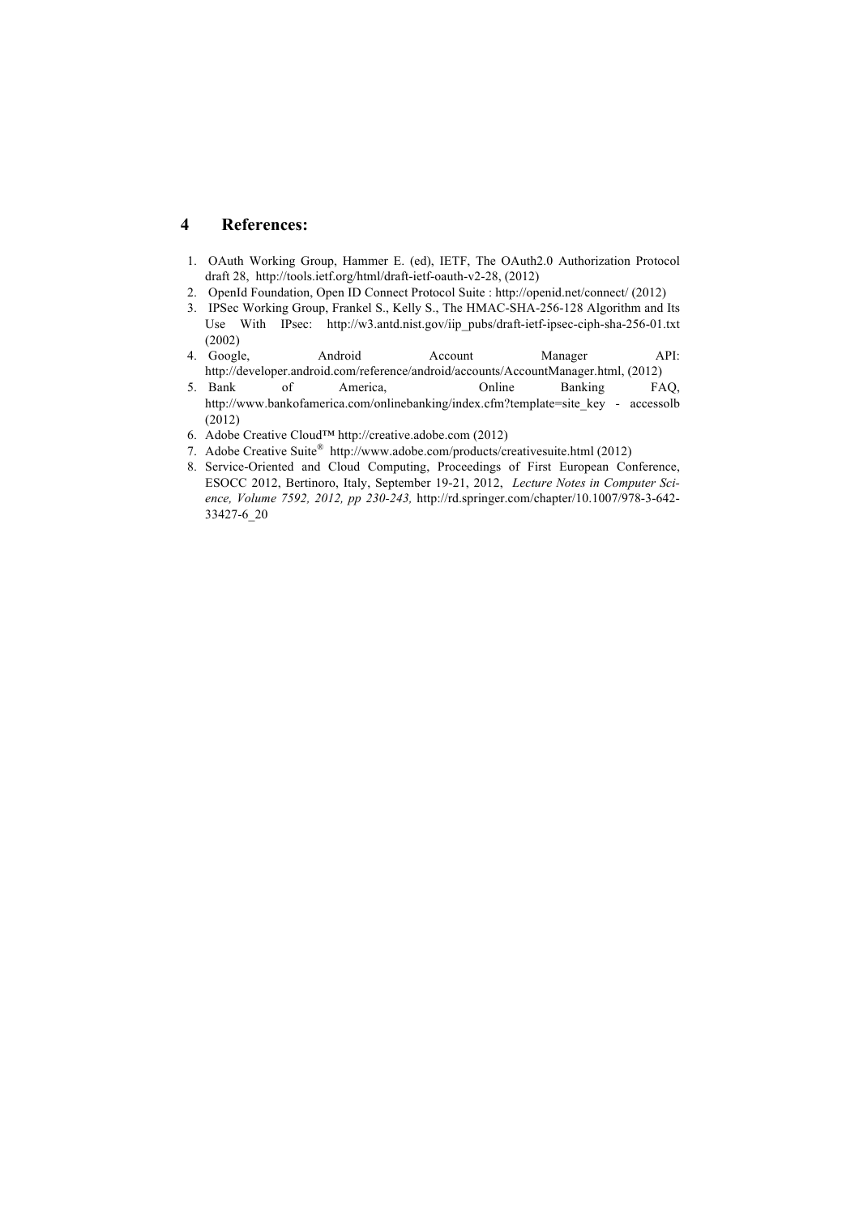## 4 References:

1. OAuth Working Group, Hammer E. (ed), IETF, The OAuth2.0 Authorization Protocol draft 28, http://tools.ietf.org/html/draft-ietf-oauth-v2-28, (2012)
2. OpenId Foundation, Open ID Connect Protocol Suite : http://openid.net/connect/ (2012)
3. IPSec Working Group, Frankel S., Kelly S., The HMAC-SHA-256-128 Algorithm and Its Use With IPsec: http://w3.antd.nist.gov/iip_pubs/draft-ietf-ipsec-ciph-sha-256-01.txt (2002)
4. Google, Android Account Manager API: http://developer.android.com/reference/android/accounts/AccountManager.html, (2012)
5. Bank of America, Online Banking FAQ, http://www.bankofamerica.com/onlinebanking/index.cfm?template=site_key - accessolb (2012)
6. Adobe Creative Cloud™ http://creative.adobe.com (2012)
7. Adobe Creative Suite® http://www.adobe.com/products/creativesuite.html (2012)
8. Service-Oriented and Cloud Computing, Proceedings of First European Conference, ESOCC 2012, Bertinoro, Italy, September 19-21, 2012, *Lecture Notes in Computer Science, Volume 7592, 2012, pp 230-243,* http://rd.springer.com/chapter/10.1007/978-3-642-33427-6_20